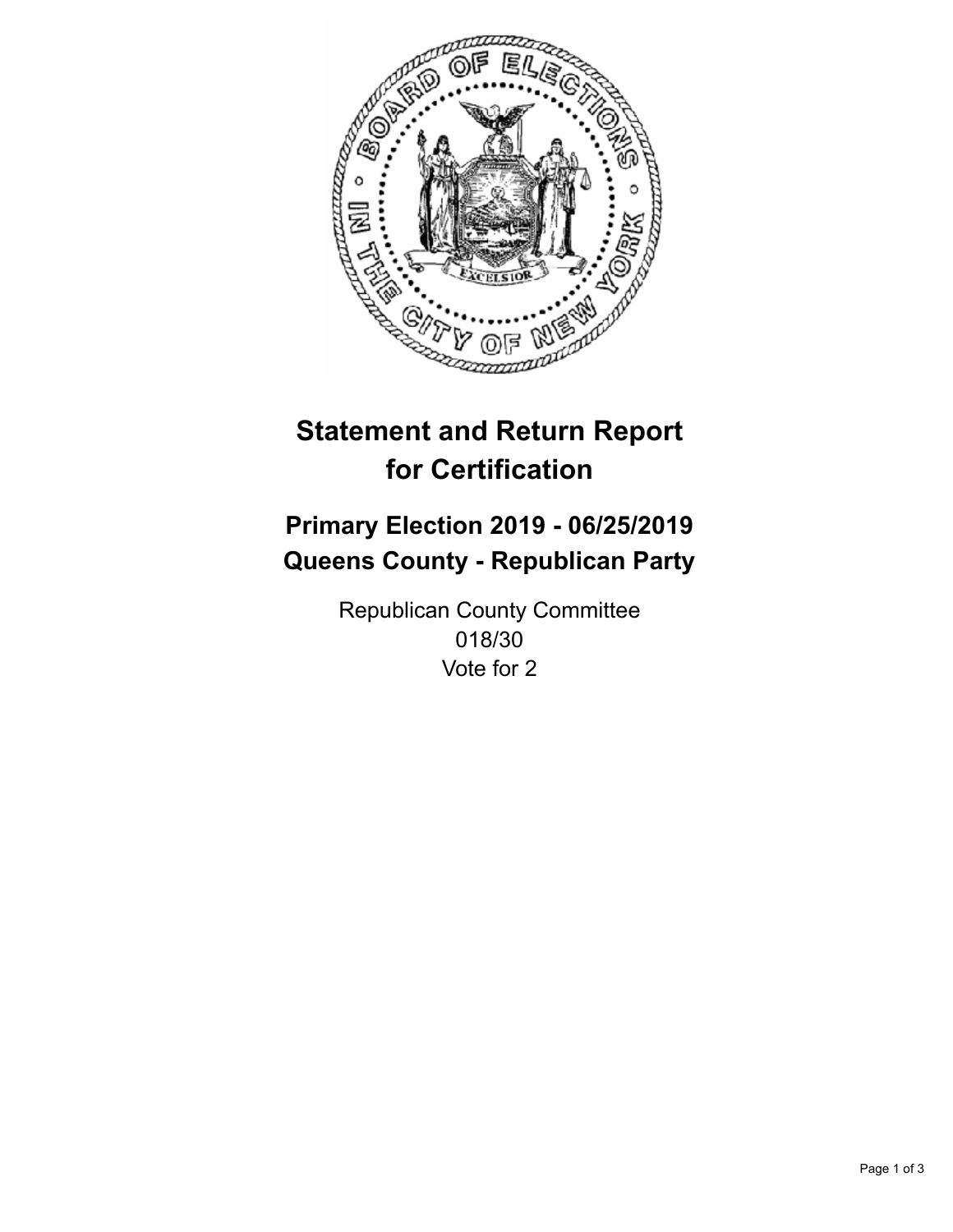# Statement and Return Report for Certification

## Primary Election 2019 - 06/25/2019
## Queens County - Republican Party

Republican County Committee
018/30
Vote for 2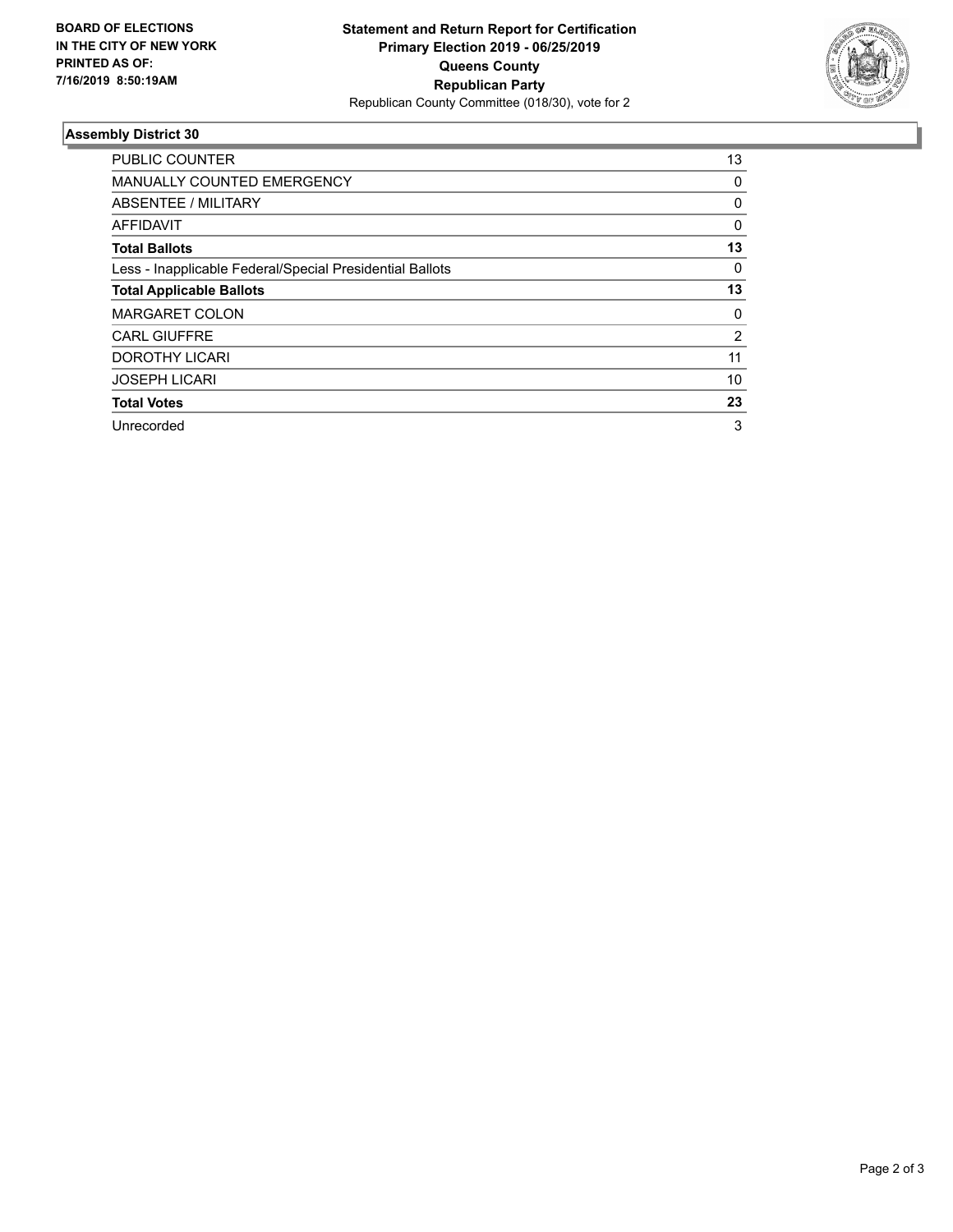**BOARD OF ELECTIONS IN THE CITY OF NEW YORK PRINTED AS OF: 7/16/2019 8:50:19AM**

**Statement and Return Report for Certification Primary Election 2019 - 06/25/2019 Queens County Republican Party**

Republican County Committee (018/30), vote for 2

### Assembly District 30

| | |
|---|---|
| PUBLIC COUNTER | 13 |
| MANUALLY COUNTED EMERGENCY | 0 |
| ABSENTEE / MILITARY | 0 |
| AFFIDAVIT | 0 |
| **Total Ballots** | **13** |
| Less - Inapplicable Federal/Special Presidential Ballots | 0 |
| **Total Applicable Ballots** | **13** |
| MARGARET COLON | 0 |
| CARL GIUFFRE | 2 |
| DOROTHY LICARI | 11 |
| JOSEPH LICARI | 10 |
| **Total Votes** | **23** |
| Unrecorded | 3 |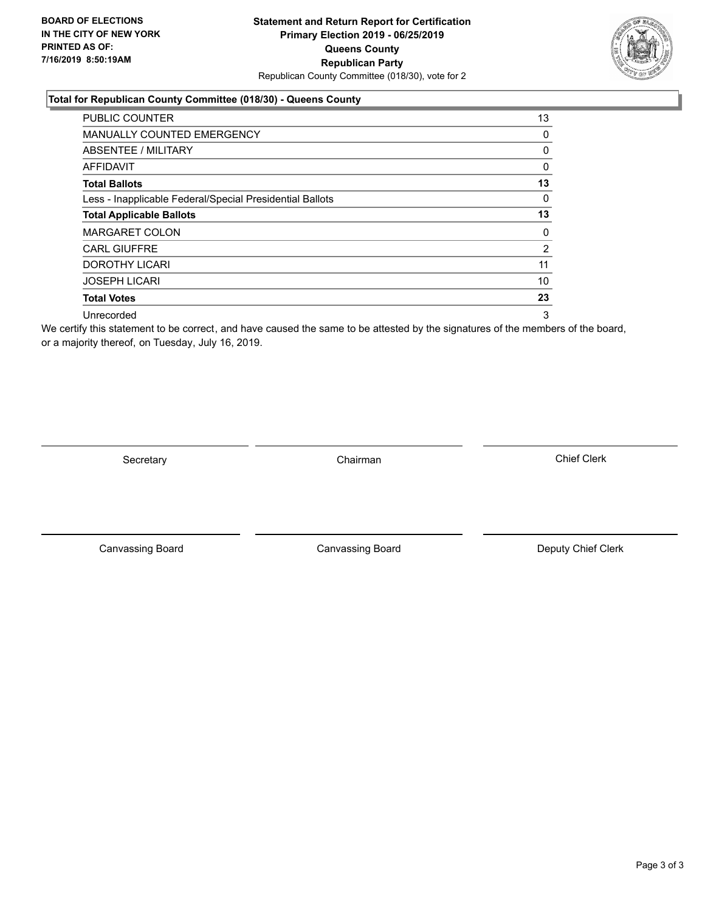**BOARD OF ELECTIONS IN THE CITY OF NEW YORK PRINTED AS OF: 7/16/2019 8:50:19AM**

**Statement and Return Report for Certification**
**Primary Election 2019 - 06/25/2019**
**Queens County**
**Republican Party**
Republican County Committee (018/30), vote for 2

### Total for Republican County Committee (018/30) - Queens County

| | |
|---|---|
| PUBLIC COUNTER | 13 |
| MANUALLY COUNTED EMERGENCY | 0 |
| ABSENTEE / MILITARY | 0 |
| AFFIDAVIT | 0 |
| **Total Ballots** | **13** |
| Less - Inapplicable Federal/Special Presidential Ballots | 0 |
| **Total Applicable Ballots** | **13** |
| MARGARET COLON | 0 |
| CARL GIUFFRE | 2 |
| DOROTHY LICARI | 11 |
| JOSEPH LICARI | 10 |
| **Total Votes** | **23** |
| Unrecorded | 3 |

We certify this statement to be correct, and have caused the same to be attested by the signatures of the members of the board, or a majority thereof, on Tuesday, July 16, 2019.

Secretary

Chairman

Chief Clerk

Canvassing Board

Canvassing Board

Deputy Chief Clerk